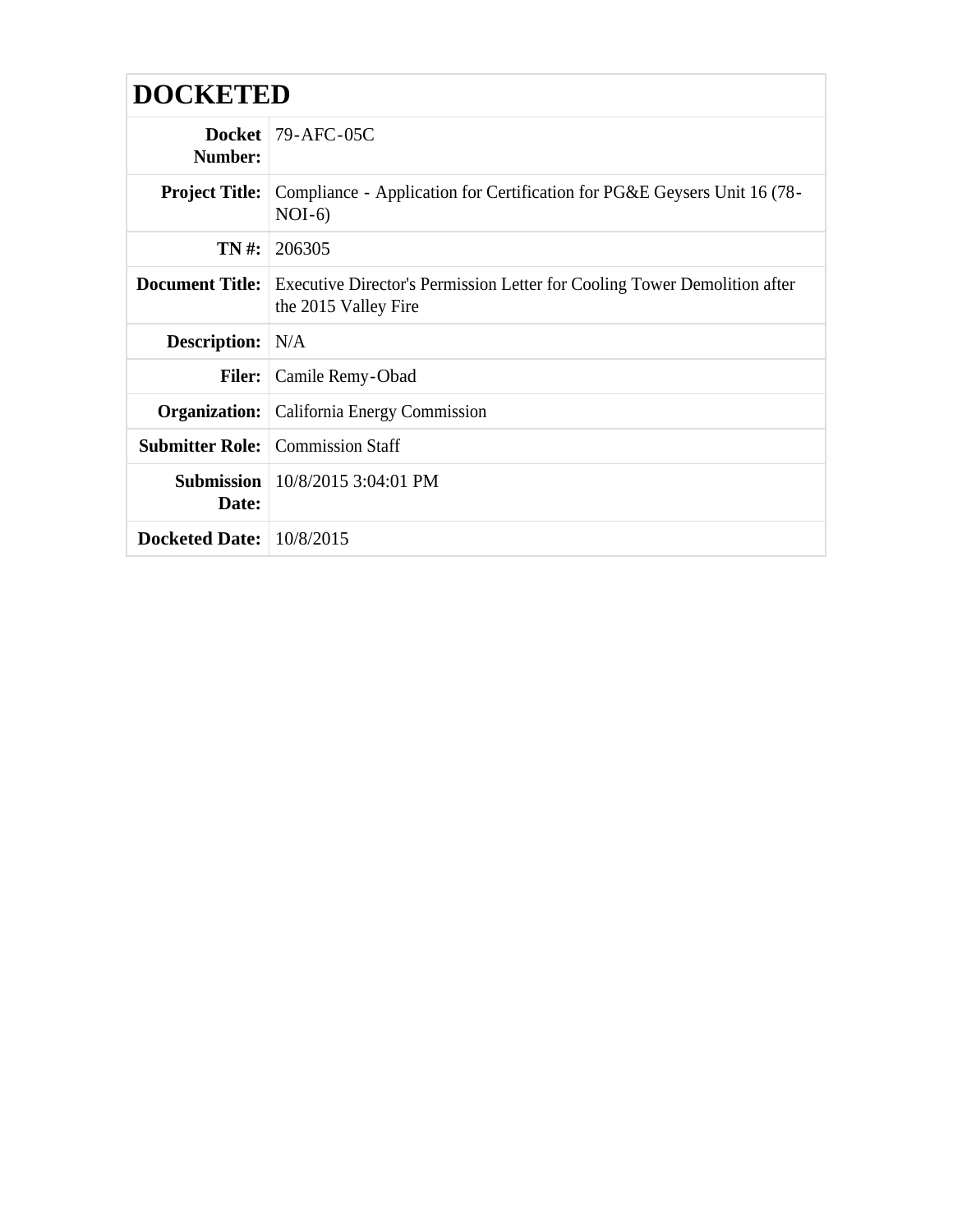# DOCKETED

| | |
|---|---|
| **Docket Number:** | 79-AFC-05C |
| **Project Title:** | Compliance - Application for Certification for PG&E Geysers Unit 16 (78-NOI-6) |
| **TN #:** | 206305 |
| **Document Title:** | Executive Director's Permission Letter for Cooling Tower Demolition after the 2015 Valley Fire |
| **Description:** | N/A |
| **Filer:** | Camile Remy-Obad |
| **Organization:** | California Energy Commission |
| **Submitter Role:** | Commission Staff |
| **Submission Date:** | 10/8/2015 3:04:01 PM |
| **Docketed Date:** | 10/8/2015 |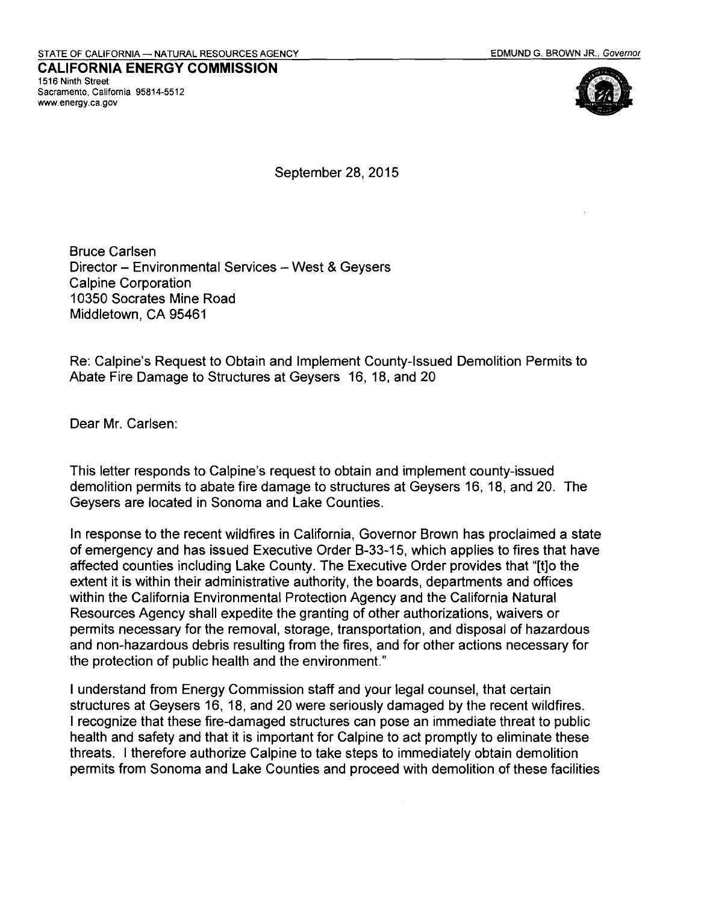STATE OF CALIFORNIA — NATURAL RESOURCES AGENCY

EDMUND G. BROWN JR., *Governor*

**CALIFORNIA ENERGY COMMISSION**
1516 Ninth Street
Sacramento, California 95814-5512
www.energy.ca.gov

September 28, 2015

Bruce Carlsen
Director – Environmental Services – West & Geysers
Calpine Corporation
10350 Socrates Mine Road
Middletown, CA 95461

Re: Calpine's Request to Obtain and Implement County-Issued Demolition Permits to Abate Fire Damage to Structures at Geysers 16, 18, and 20

Dear Mr. Carlsen:

This letter responds to Calpine's request to obtain and implement county-issued demolition permits to abate fire damage to structures at Geysers 16, 18, and 20. The Geysers are located in Sonoma and Lake Counties.

In response to the recent wildfires in California, Governor Brown has proclaimed a state of emergency and has issued Executive Order B-33-15, which applies to fires that have affected counties including Lake County. The Executive Order provides that "[t]o the extent it is within their administrative authority, the boards, departments and offices within the California Environmental Protection Agency and the California Natural Resources Agency shall expedite the granting of other authorizations, waivers or permits necessary for the removal, storage, transportation, and disposal of hazardous and non-hazardous debris resulting from the fires, and for other actions necessary for the protection of public health and the environment."

I understand from Energy Commission staff and your legal counsel, that certain structures at Geysers 16, 18, and 20 were seriously damaged by the recent wildfires. I recognize that these fire-damaged structures can pose an immediate threat to public health and safety and that it is important for Calpine to act promptly to eliminate these threats. I therefore authorize Calpine to take steps to immediately obtain demolition permits from Sonoma and Lake Counties and proceed with demolition of these facilities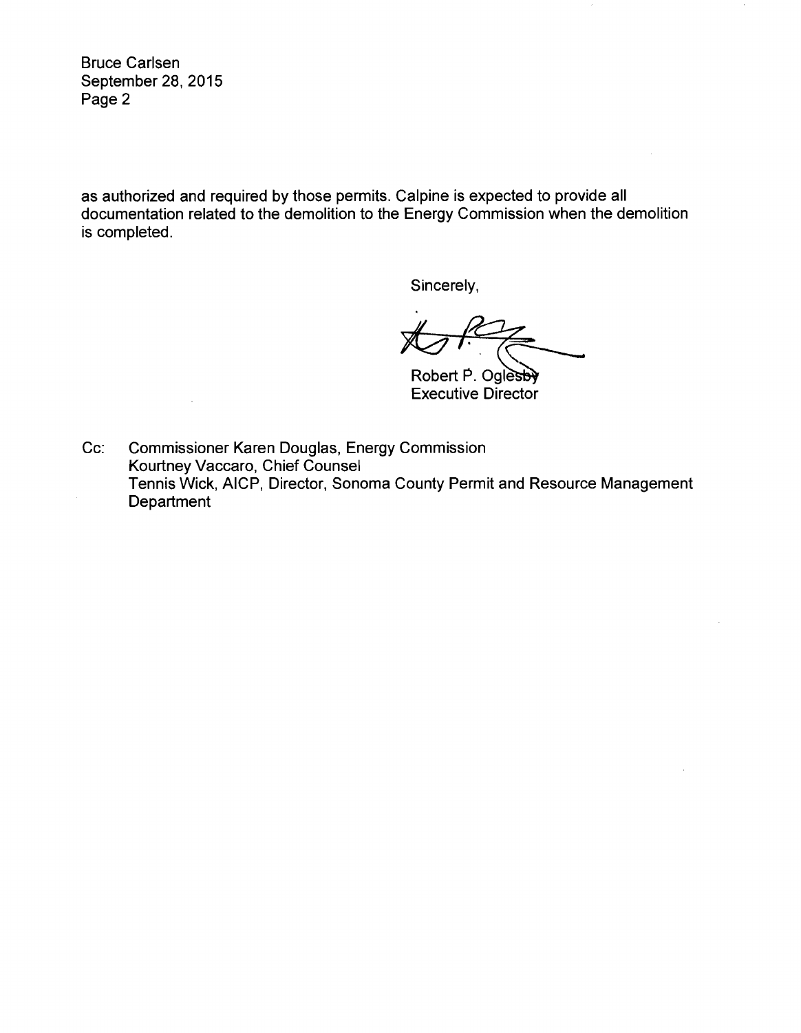as authorized and required by those permits. Calpine is expected to provide all documentation related to the demolition to the Energy Commission when the demolition is completed.

Sincerely,

Robert P. Oglesby
Executive Director

Cc: Commissioner Karen Douglas, Energy Commission
Kourtney Vaccaro, Chief Counsel
Tennis Wick, AICP, Director, Sonoma County Permit and Resource Management Department